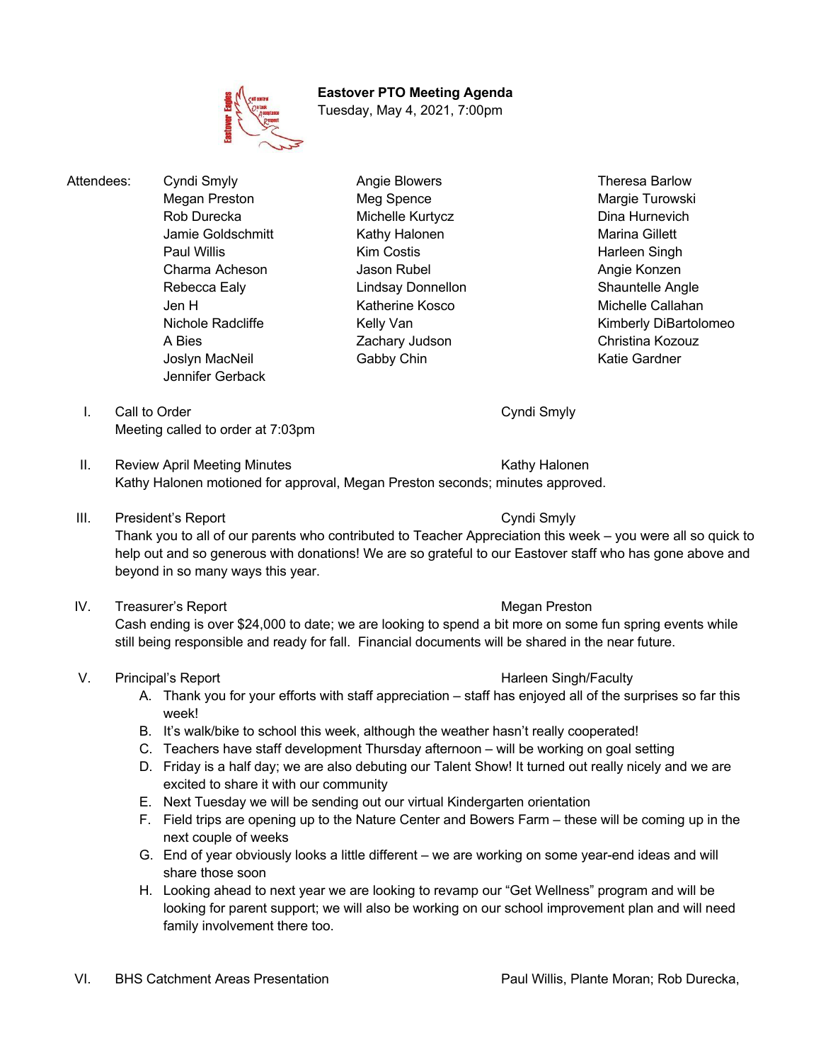**Eastover PTO Meeting Agenda**
Tuesday, May 4, 2021, 7:00pm

Attendees:

| | | |
|---|---|---|
| Cyndi Smyly | Angie Blowers | Theresa Barlow |
| Megan Preston | Meg Spence | Margie Turowski |
| Rob Durecka | Michelle Kurtycz | Dina Hurnevich |
| Jamie Goldschmitt | Kathy Halonen | Marina Gillett |
| Paul Willis | Kim Costis | Harleen Singh |
| Charma Acheson | Jason Rubel | Angie Konzen |
| Rebecca Ealy | Lindsay Donnellon | Shauntelle Angle |
| Jen H | Katherine Kosco | Michelle Callahan |
| Nichole Radcliffe | Kelly Van | Kimberly DiBartolomeo |
| A Bies | Zachary Judson | Christina Kozouz |
| Joslyn MacNeil | Gabby Chin | Katie Gardner |
| Jennifer Gerback | | |

I. Call to Order — Cyndi Smyly
Meeting called to order at 7:03pm

II. Review April Meeting Minutes — Kathy Halonen
Kathy Halonen motioned for approval, Megan Preston seconds; minutes approved.

III. President's Report — Cyndi Smyly
Thank you to all of our parents who contributed to Teacher Appreciation this week – you were all so quick to help out and so generous with donations! We are so grateful to our Eastover staff who has gone above and beyond in so many ways this year.

IV. Treasurer's Report — Megan Preston
Cash ending is over $24,000 to date; we are looking to spend a bit more on some fun spring events while still being responsible and ready for fall. Financial documents will be shared in the near future.

V. Principal's Report — Harleen Singh/Faculty

A. Thank you for your efforts with staff appreciation – staff has enjoyed all of the surprises so far this week!
B. It's walk/bike to school this week, although the weather hasn't really cooperated!
C. Teachers have staff development Thursday afternoon – will be working on goal setting
D. Friday is a half day; we are also debuting our Talent Show! It turned out really nicely and we are excited to share it with our community
E. Next Tuesday we will be sending out our virtual Kindergarten orientation
F. Field trips are opening up to the Nature Center and Bowers Farm – these will be coming up in the next couple of weeks
G. End of year obviously looks a little different – we are working on some year-end ideas and will share those soon
H. Looking ahead to next year we are looking to revamp our "Get Wellness" program and will be looking for parent support; we will also be working on our school improvement plan and will need family involvement there too.

VI. BHS Catchment Areas Presentation — Paul Willis, Plante Moran; Rob Durecka,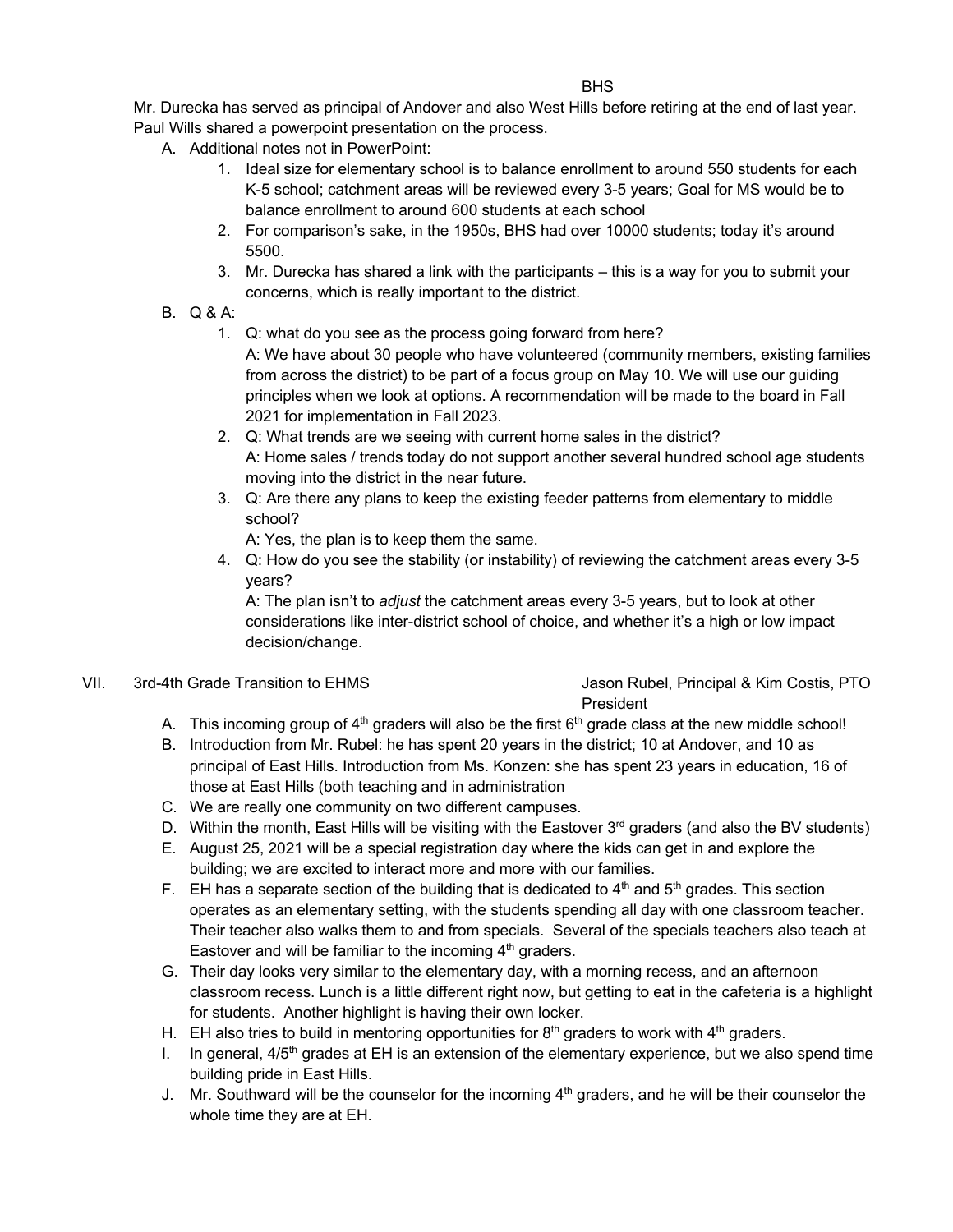BHS

Mr. Durecka has served as principal of Andover and also West Hills before retiring at the end of last year. Paul Wills shared a powerpoint presentation on the process.

A. Additional notes not in PowerPoint:
   1. Ideal size for elementary school is to balance enrollment to around 550 students for each K-5 school; catchment areas will be reviewed every 3-5 years; Goal for MS would be to balance enrollment to around 600 students at each school
   2. For comparison's sake, in the 1950s, BHS had over 10000 students; today it's around 5500.
   3. Mr. Durecka has shared a link with the participants – this is a way for you to submit your concerns, which is really important to the district.

B. Q & A:
   1. Q: what do you see as the process going forward from here?
      A: We have about 30 people who have volunteered (community members, existing families from across the district) to be part of a focus group on May 10. We will use our guiding principles when we look at options. A recommendation will be made to the board in Fall 2021 for implementation in Fall 2023.
   2. Q: What trends are we seeing with current home sales in the district?
      A: Home sales / trends today do not support another several hundred school age students moving into the district in the near future.
   3. Q: Are there any plans to keep the existing feeder patterns from elementary to middle school?
      A: Yes, the plan is to keep them the same.
   4. Q: How do you see the stability (or instability) of reviewing the catchment areas every 3-5 years?
      A: The plan isn't to *adjust* the catchment areas every 3-5 years, but to look at other considerations like inter-district school of choice, and whether it's a high or low impact decision/change.

VII. 3rd-4th Grade Transition to EHMS — Jason Rubel, Principal & Kim Costis, PTO President

A. This incoming group of 4th graders will also be the first 6th grade class at the new middle school!
B. Introduction from Mr. Rubel: he has spent 20 years in the district; 10 at Andover, and 10 as principal of East Hills. Introduction from Ms. Konzen: she has spent 23 years in education, 16 of those at East Hills (both teaching and in administration
C. We are really one community on two different campuses.
D. Within the month, East Hills will be visiting with the Eastover 3rd graders (and also the BV students)
E. August 25, 2021 will be a special registration day where the kids can get in and explore the building; we are excited to interact more and more with our families.
F. EH has a separate section of the building that is dedicated to 4th and 5th grades. This section operates as an elementary setting, with the students spending all day with one classroom teacher. Their teacher also walks them to and from specials. Several of the specials teachers also teach at Eastover and will be familiar to the incoming 4th graders.
G. Their day looks very similar to the elementary day, with a morning recess, and an afternoon classroom recess. Lunch is a little different right now, but getting to eat in the cafeteria is a highlight for students. Another highlight is having their own locker.
H. EH also tries to build in mentoring opportunities for 8th graders to work with 4th graders.
I. In general, 4/5th grades at EH is an extension of the elementary experience, but we also spend time building pride in East Hills.
J. Mr. Southward will be the counselor for the incoming 4th graders, and he will be their counselor the whole time they are at EH.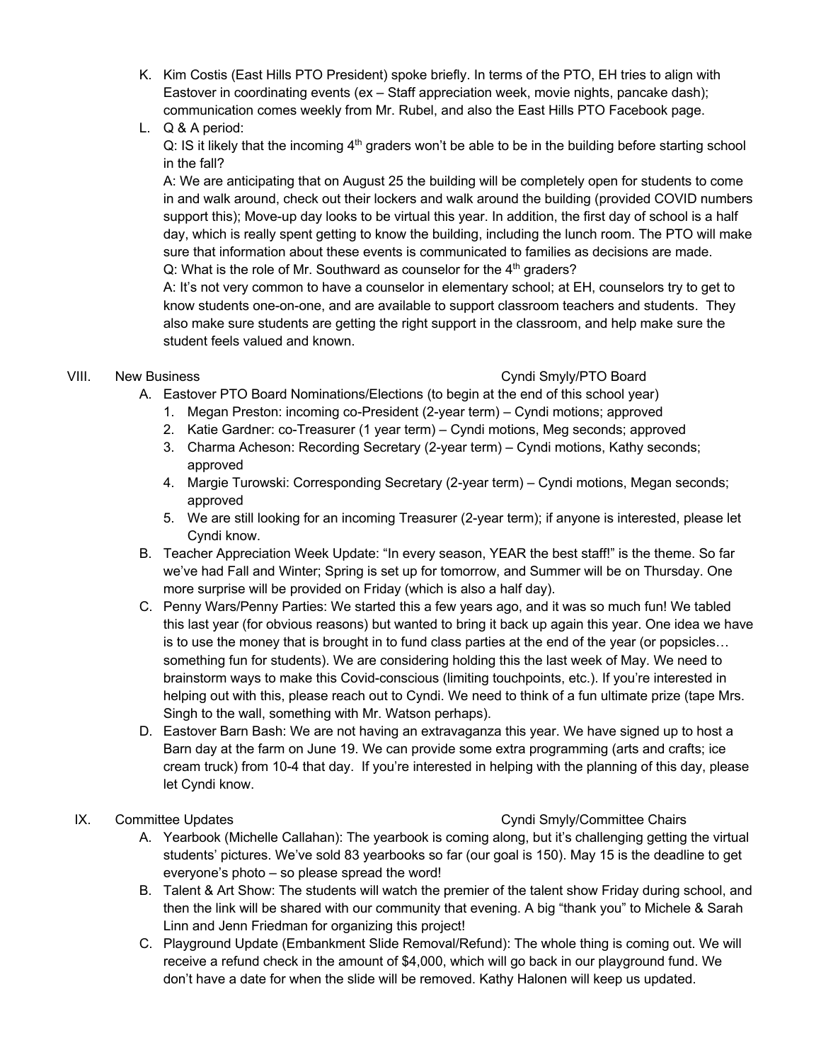K. Kim Costis (East Hills PTO President) spoke briefly. In terms of the PTO, EH tries to align with Eastover in coordinating events (ex – Staff appreciation week, movie nights, pancake dash); communication comes weekly from Mr. Rubel, and also the East Hills PTO Facebook page.

L. Q & A period:

Q: IS it likely that the incoming 4th graders won't be able to be in the building before starting school in the fall?

A: We are anticipating that on August 25 the building will be completely open for students to come in and walk around, check out their lockers and walk around the building (provided COVID numbers support this); Move-up day looks to be virtual this year. In addition, the first day of school is a half day, which is really spent getting to know the building, including the lunch room. The PTO will make sure that information about these events is communicated to families as decisions are made.

Q: What is the role of Mr. Southward as counselor for the 4th graders?

A: It's not very common to have a counselor in elementary school; at EH, counselors try to get to know students one-on-one, and are available to support classroom teachers and students. They also make sure students are getting the right support in the classroom, and help make sure the student feels valued and known.

## VIII. New Business — Cyndi Smyly/PTO Board

A. Eastover PTO Board Nominations/Elections (to begin at the end of this school year)
   1. Megan Preston: incoming co-President (2-year term) – Cyndi motions; approved
   2. Katie Gardner: co-Treasurer (1 year term) – Cyndi motions, Meg seconds; approved
   3. Charma Acheson: Recording Secretary (2-year term) – Cyndi motions, Kathy seconds; approved
   4. Margie Turowski: Corresponding Secretary (2-year term) – Cyndi motions, Megan seconds; approved
   5. We are still looking for an incoming Treasurer (2-year term); if anyone is interested, please let Cyndi know.

B. Teacher Appreciation Week Update: "In every season, YEAR the best staff!" is the theme. So far we've had Fall and Winter; Spring is set up for tomorrow, and Summer will be on Thursday. One more surprise will be provided on Friday (which is also a half day).

C. Penny Wars/Penny Parties: We started this a few years ago, and it was so much fun! We tabled this last year (for obvious reasons) but wanted to bring it back up again this year. One idea we have is to use the money that is brought in to fund class parties at the end of the year (or popsicles… something fun for students). We are considering holding this the last week of May. We need to brainstorm ways to make this Covid-conscious (limiting touchpoints, etc.). If you're interested in helping out with this, please reach out to Cyndi. We need to think of a fun ultimate prize (tape Mrs. Singh to the wall, something with Mr. Watson perhaps).

D. Eastover Barn Bash: We are not having an extravaganza this year. We have signed up to host a Barn day at the farm on June 19. We can provide some extra programming (arts and crafts; ice cream truck) from 10-4 that day. If you're interested in helping with the planning of this day, please let Cyndi know.

## IX. Committee Updates — Cyndi Smyly/Committee Chairs

A. Yearbook (Michelle Callahan): The yearbook is coming along, but it's challenging getting the virtual students' pictures. We've sold 83 yearbooks so far (our goal is 150). May 15 is the deadline to get everyone's photo – so please spread the word!

B. Talent & Art Show: The students will watch the premier of the talent show Friday during school, and then the link will be shared with our community that evening. A big "thank you" to Michele & Sarah Linn and Jenn Friedman for organizing this project!

C. Playground Update (Embankment Slide Removal/Refund): The whole thing is coming out. We will receive a refund check in the amount of $4,000, which will go back in our playground fund. We don't have a date for when the slide will be removed. Kathy Halonen will keep us updated.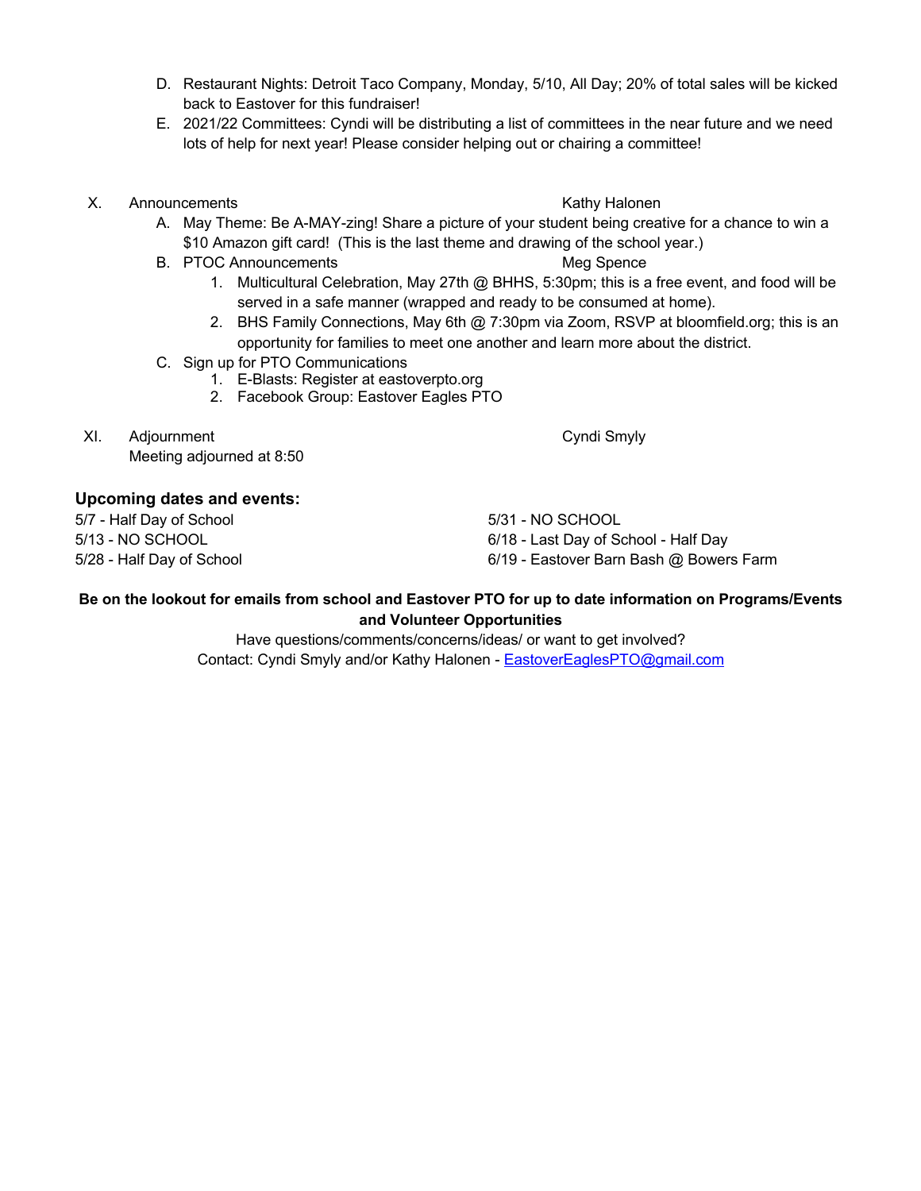D. Restaurant Nights: Detroit Taco Company, Monday, 5/10, All Day; 20% of total sales will be kicked back to Eastover for this fundraiser!

E. 2021/22 Committees: Cyndi will be distributing a list of committees in the near future and we need lots of help for next year! Please consider helping out or chairing a committee!

X. Announcements — Kathy Halonen

A. May Theme: Be A-MAY-zing! Share a picture of your student being creative for a chance to win a $10 Amazon gift card! (This is the last theme and drawing of the school year.)

B. PTOC Announcements — Meg Spence

1. Multicultural Celebration, May 27th @ BHHS, 5:30pm; this is a free event, and food will be served in a safe manner (wrapped and ready to be consumed at home).
2. BHS Family Connections, May 6th @ 7:30pm via Zoom, RSVP at bloomfield.org; this is an opportunity for families to meet one another and learn more about the district.

C. Sign up for PTO Communications

1. E-Blasts: Register at eastoverpto.org
2. Facebook Group: Eastover Eagles PTO

XI. Adjournment — Cyndi Smyly

Meeting adjourned at 8:50

### Upcoming dates and events:

5/7 - Half Day of School
5/13 - NO SCHOOL
5/28 - Half Day of School
5/31 - NO SCHOOL
6/18 - Last Day of School - Half Day
6/19 - Eastover Barn Bash @ Bowers Farm

**Be on the lookout for emails from school and Eastover PTO for up to date information on Programs/Events and Volunteer Opportunities**

Have questions/comments/concerns/ideas/ or want to get involved?
Contact: Cyndi Smyly and/or Kathy Halonen - EastoverEaglesPTO@gmail.com